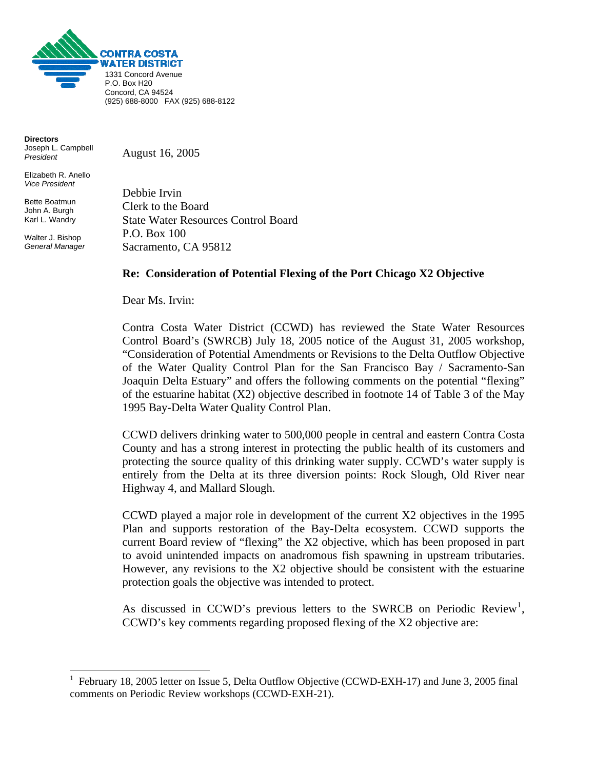**CONTRA COSTA WATER DISTRICT**
1331 Concord Avenue
P.O. Box H20
Concord, CA 94524
(925) 688-8000 FAX (925) 688-8122

**Directors**
Joseph L. Campbell
*President*

Elizabeth R. Anello
*Vice President*

Bette Boatmun
John A. Burgh
Karl L. Wandry

Walter J. Bishop
*General Manager*

August 16, 2005

Debbie Irvin
Clerk to the Board
State Water Resources Control Board
P.O. Box 100
Sacramento, CA 95812

**Re: Consideration of Potential Flexing of the Port Chicago X2 Objective**

Dear Ms. Irvin:

Contra Costa Water District (CCWD) has reviewed the State Water Resources Control Board's (SWRCB) July 18, 2005 notice of the August 31, 2005 workshop, "Consideration of Potential Amendments or Revisions to the Delta Outflow Objective of the Water Quality Control Plan for the San Francisco Bay / Sacramento-San Joaquin Delta Estuary" and offers the following comments on the potential "flexing" of the estuarine habitat (X2) objective described in footnote 14 of Table 3 of the May 1995 Bay-Delta Water Quality Control Plan.

CCWD delivers drinking water to 500,000 people in central and eastern Contra Costa County and has a strong interest in protecting the public health of its customers and protecting the source quality of this drinking water supply. CCWD's water supply is entirely from the Delta at its three diversion points: Rock Slough, Old River near Highway 4, and Mallard Slough.

CCWD played a major role in development of the current X2 objectives in the 1995 Plan and supports restoration of the Bay-Delta ecosystem. CCWD supports the current Board review of "flexing" the X2 objective, which has been proposed in part to avoid unintended impacts on anadromous fish spawning in upstream tributaries. However, any revisions to the X2 objective should be consistent with the estuarine protection goals the objective was intended to protect.

As discussed in CCWD's previous letters to the SWRCB on Periodic Review[1], CCWD's key comments regarding proposed flexing of the X2 objective are:

---

[1] February 18, 2005 letter on Issue 5, Delta Outflow Objective (CCWD-EXH-17) and June 3, 2005 final comments on Periodic Review workshops (CCWD-EXH-21).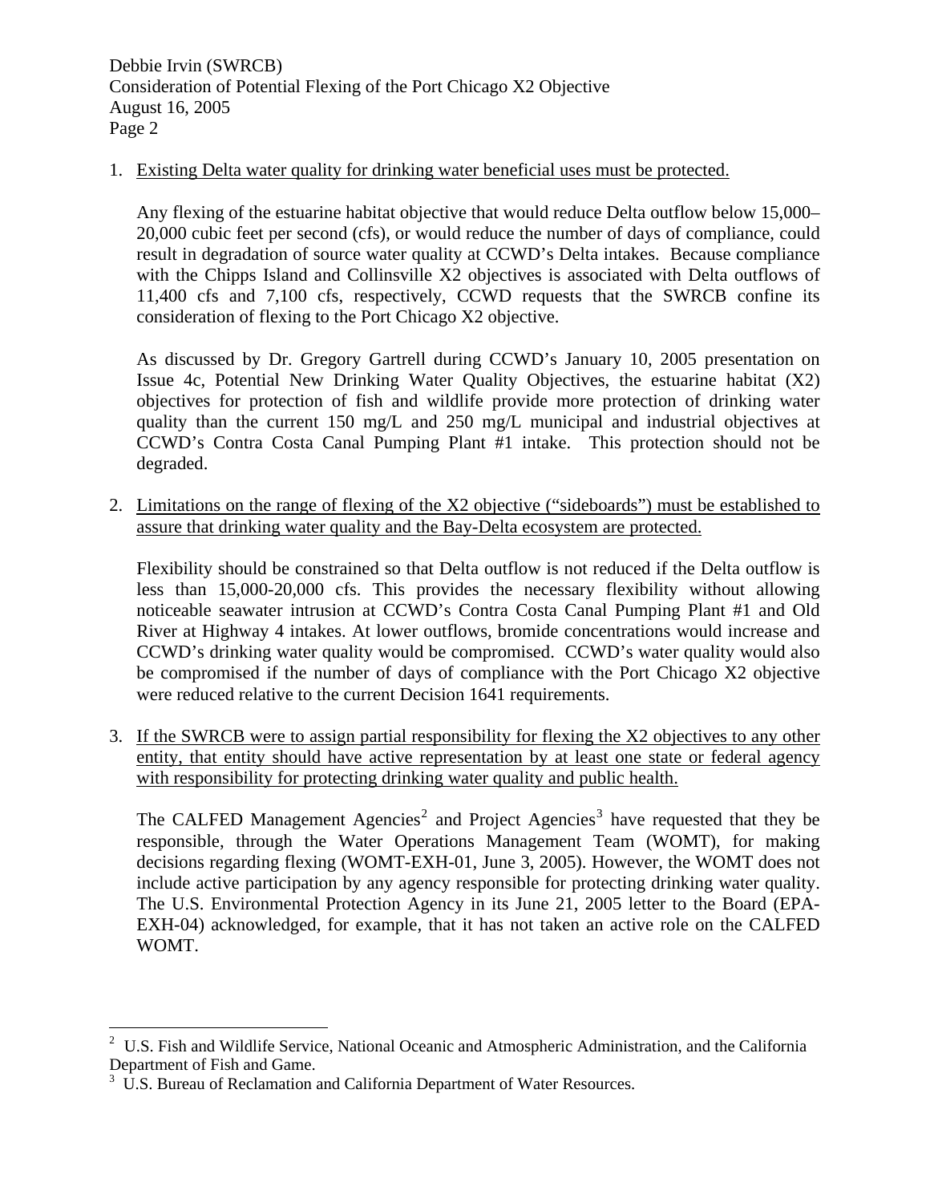1. Existing Delta water quality for drinking water beneficial uses must be protected.

   Any flexing of the estuarine habitat objective that would reduce Delta outflow below 15,000–20,000 cubic feet per second (cfs), or would reduce the number of days of compliance, could result in degradation of source water quality at CCWD's Delta intakes. Because compliance with the Chipps Island and Collinsville X2 objectives is associated with Delta outflows of 11,400 cfs and 7,100 cfs, respectively, CCWD requests that the SWRCB confine its consideration of flexing to the Port Chicago X2 objective.

   As discussed by Dr. Gregory Gartrell during CCWD's January 10, 2005 presentation on Issue 4c, Potential New Drinking Water Quality Objectives, the estuarine habitat (X2) objectives for protection of fish and wildlife provide more protection of drinking water quality than the current 150 mg/L and 250 mg/L municipal and industrial objectives at CCWD's Contra Costa Canal Pumping Plant #1 intake. This protection should not be degraded.

2. Limitations on the range of flexing of the X2 objective ("sideboards") must be established to assure that drinking water quality and the Bay-Delta ecosystem are protected.

   Flexibility should be constrained so that Delta outflow is not reduced if the Delta outflow is less than 15,000-20,000 cfs. This provides the necessary flexibility without allowing noticeable seawater intrusion at CCWD's Contra Costa Canal Pumping Plant #1 and Old River at Highway 4 intakes. At lower outflows, bromide concentrations would increase and CCWD's drinking water quality would be compromised. CCWD's water quality would also be compromised if the number of days of compliance with the Port Chicago X2 objective were reduced relative to the current Decision 1641 requirements.

3. If the SWRCB were to assign partial responsibility for flexing the X2 objectives to any other entity, that entity should have active representation by at least one state or federal agency with responsibility for protecting drinking water quality and public health.

   The CALFED Management Agencies[2] and Project Agencies[3] have requested that they be responsible, through the Water Operations Management Team (WOMT), for making decisions regarding flexing (WOMT-EXH-01, June 3, 2005). However, the WOMT does not include active participation by any agency responsible for protecting drinking water quality. The U.S. Environmental Protection Agency in its June 21, 2005 letter to the Board (EPA-EXH-04) acknowledged, for example, that it has not taken an active role on the CALFED WOMT.

---

[2] U.S. Fish and Wildlife Service, National Oceanic and Atmospheric Administration, and the California Department of Fish and Game.

[3] U.S. Bureau of Reclamation and California Department of Water Resources.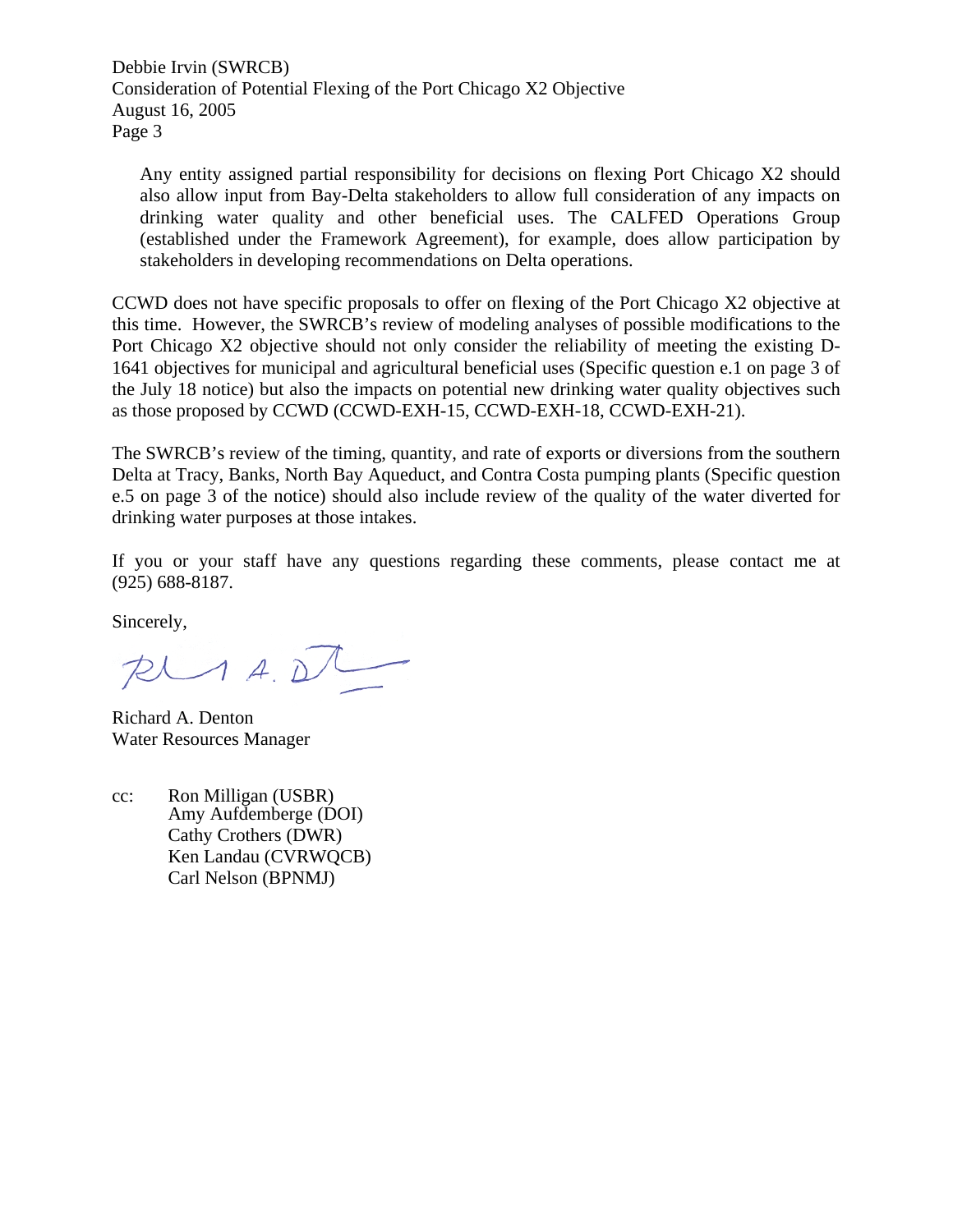Any entity assigned partial responsibility for decisions on flexing Port Chicago X2 should also allow input from Bay-Delta stakeholders to allow full consideration of any impacts on drinking water quality and other beneficial uses. The CALFED Operations Group (established under the Framework Agreement), for example, does allow participation by stakeholders in developing recommendations on Delta operations.

CCWD does not have specific proposals to offer on flexing of the Port Chicago X2 objective at this time. However, the SWRCB's review of modeling analyses of possible modifications to the Port Chicago X2 objective should not only consider the reliability of meeting the existing D-1641 objectives for municipal and agricultural beneficial uses (Specific question e.1 on page 3 of the July 18 notice) but also the impacts on potential new drinking water quality objectives such as those proposed by CCWD (CCWD-EXH-15, CCWD-EXH-18, CCWD-EXH-21).

The SWRCB's review of the timing, quantity, and rate of exports or diversions from the southern Delta at Tracy, Banks, North Bay Aqueduct, and Contra Costa pumping plants (Specific question e.5 on page 3 of the notice) should also include review of the quality of the water diverted for drinking water purposes at those intakes.

If you or your staff have any questions regarding these comments, please contact me at (925) 688-8187.

Sincerely,

Richard A. Denton
Water Resources Manager

cc: Ron Milligan (USBR)
Amy Aufdemberge (DOI)
Cathy Crothers (DWR)
Ken Landau (CVRWQCB)
Carl Nelson (BPNMJ)